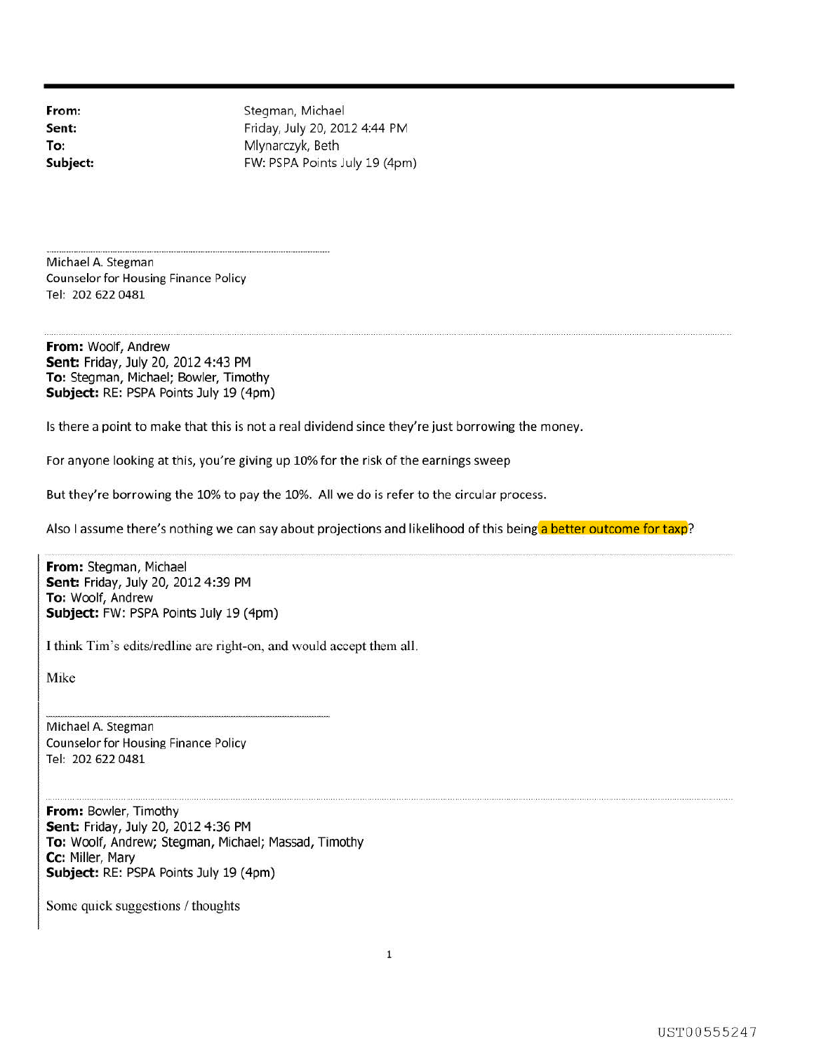**From:** Stegman, Michael
**Sent:** Friday, July 20, 2012 4:44 PM
**To:** Mlynarczyk, Beth
**Subject:** FW: PSPA Points July 19 (4pm)

---

Michael A. Stegman
Counselor for Housing Finance Policy
Tel: 202 622 0481

---

**From:** Woolf, Andrew
**Sent:** Friday, July 20, 2012 4:43 PM
**To:** Stegman, Michael; Bowler, Timothy
**Subject:** RE: PSPA Points July 19 (4pm)

Is there a point to make that this is not a real dividend since they're just borrowing the money.

For anyone looking at this, you're giving up 10% for the risk of the earnings sweep

But they're borrowing the 10% to pay the 10%. All we do is refer to the circular process.

Also I assume there's nothing we can say about projections and likelihood of this being a better outcome for taxp?

---

**From:** Stegman, Michael
**Sent:** Friday, July 20, 2012 4:39 PM
**To:** Woolf, Andrew
**Subject:** FW: PSPA Points July 19 (4pm)

I think Tim's edits/redline are right-on, and would accept them all.

Mike

---

Michael A. Stegman
Counselor for Housing Finance Policy
Tel: 202 622 0481

---

**From:** Bowler, Timothy
**Sent:** Friday, July 20, 2012 4:36 PM
**To:** Woolf, Andrew; Stegman, Michael; Massad, Timothy
**Cc:** Miller, Mary
**Subject:** RE: PSPA Points July 19 (4pm)

Some quick suggestions / thoughts

UST00555247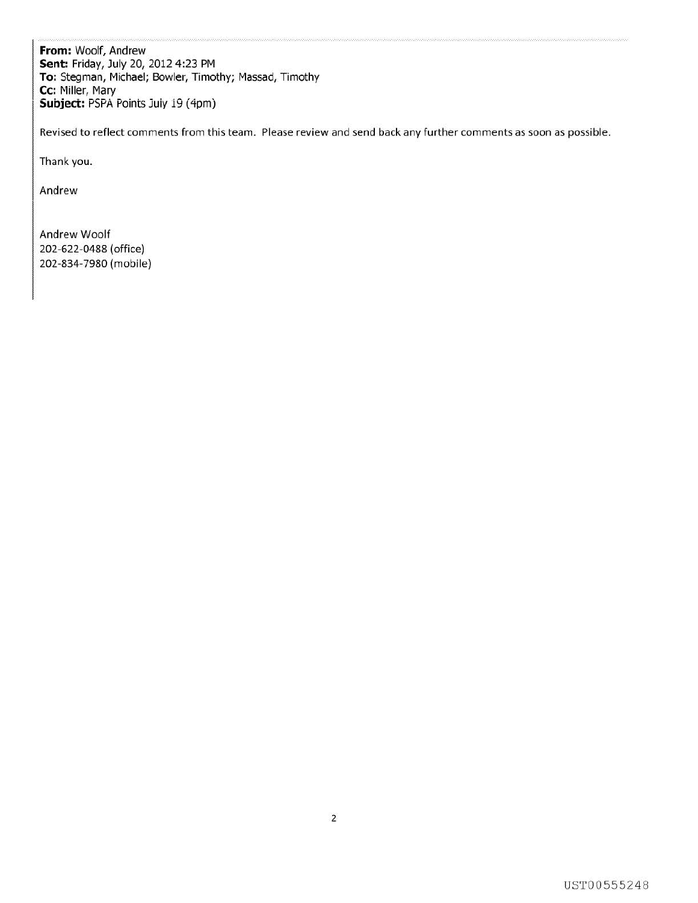**From:** Woolf, Andrew
**Sent:** Friday, July 20, 2012 4:23 PM
**To:** Stegman, Michael; Bowler, Timothy; Massad, Timothy
**Cc:** Miller, Mary
**Subject:** PSPA Points July 19 (4pm)

Revised to reflect comments from this team. Please review and send back any further comments as soon as possible.

Thank you.

Andrew

Andrew Woolf
202-622-0488 (office)
202-834-7980 (mobile)

UST00555248